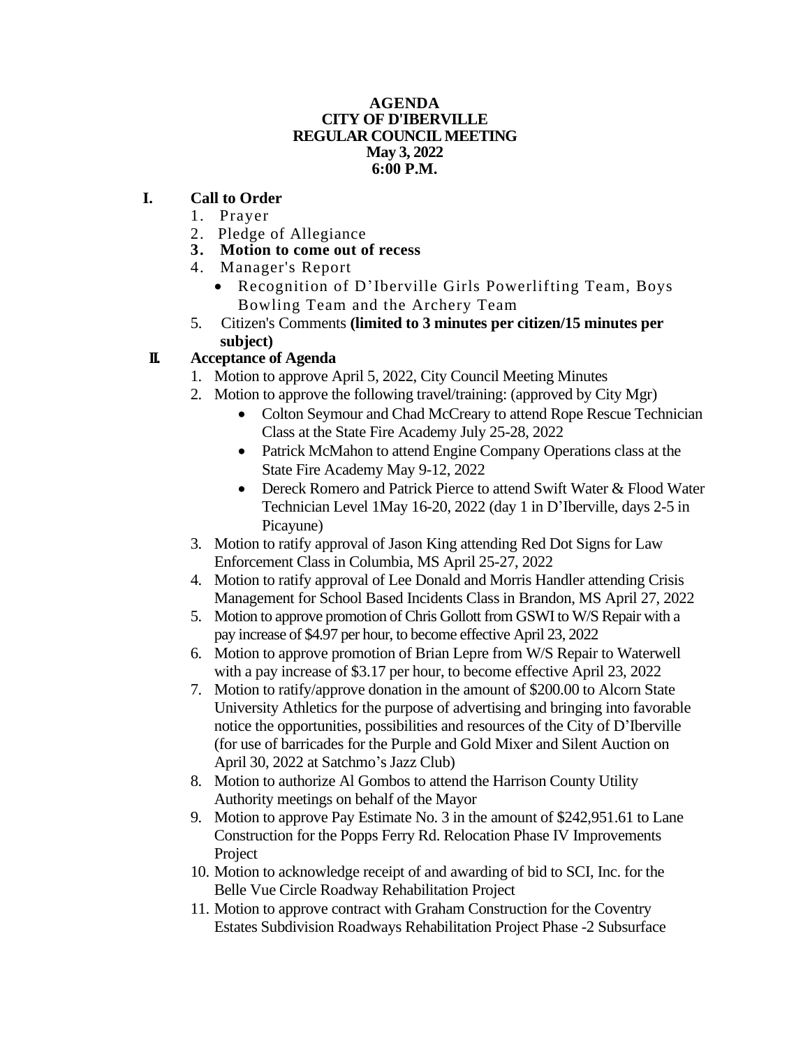**AGENDA**
**CITY OF D'IBERVILLE**
**REGULAR COUNCIL MEETING**
**May 3, 2022**
**6:00 P.M.**

## I. Call to Order

1. Prayer
2. Pledge of Allegiance
3. **Motion to come out of recess**
4. Manager's Report
   - Recognition of D'Iberville Girls Powerlifting Team, Boys Bowling Team and the Archery Team
5. Citizen's Comments **(limited to 3 minutes per citizen/15 minutes per subject)**

## II. Acceptance of Agenda

1. Motion to approve April 5, 2022, City Council Meeting Minutes
2. Motion to approve the following travel/training: (approved by City Mgr)
   - Colton Seymour and Chad McCreary to attend Rope Rescue Technician Class at the State Fire Academy July 25-28, 2022
   - Patrick McMahon to attend Engine Company Operations class at the State Fire Academy May 9-12, 2022
   - Dereck Romero and Patrick Pierce to attend Swift Water & Flood Water Technician Level 1May 16-20, 2022 (day 1 in D'Iberville, days 2-5 in Picayune)
3. Motion to ratify approval of Jason King attending Red Dot Signs for Law Enforcement Class in Columbia, MS April 25-27, 2022
4. Motion to ratify approval of Lee Donald and Morris Handler attending Crisis Management for School Based Incidents Class in Brandon, MS April 27, 2022
5. Motion to approve promotion of Chris Gollott from GSWI to W/S Repair with a pay increase of $4.97 per hour, to become effective April 23, 2022
6. Motion to approve promotion of Brian Lepre from W/S Repair to Waterwell with a pay increase of $3.17 per hour, to become effective April 23, 2022
7. Motion to ratify/approve donation in the amount of $200.00 to Alcorn State University Athletics for the purpose of advertising and bringing into favorable notice the opportunities, possibilities and resources of the City of D'Iberville (for use of barricades for the Purple and Gold Mixer and Silent Auction on April 30, 2022 at Satchmo's Jazz Club)
8. Motion to authorize Al Gombos to attend the Harrison County Utility Authority meetings on behalf of the Mayor
9. Motion to approve Pay Estimate No. 3 in the amount of $242,951.61 to Lane Construction for the Popps Ferry Rd. Relocation Phase IV Improvements Project
10. Motion to acknowledge receipt of and awarding of bid to SCI, Inc. for the Belle Vue Circle Roadway Rehabilitation Project
11. Motion to approve contract with Graham Construction for the Coventry Estates Subdivision Roadways Rehabilitation Project Phase -2 Subsurface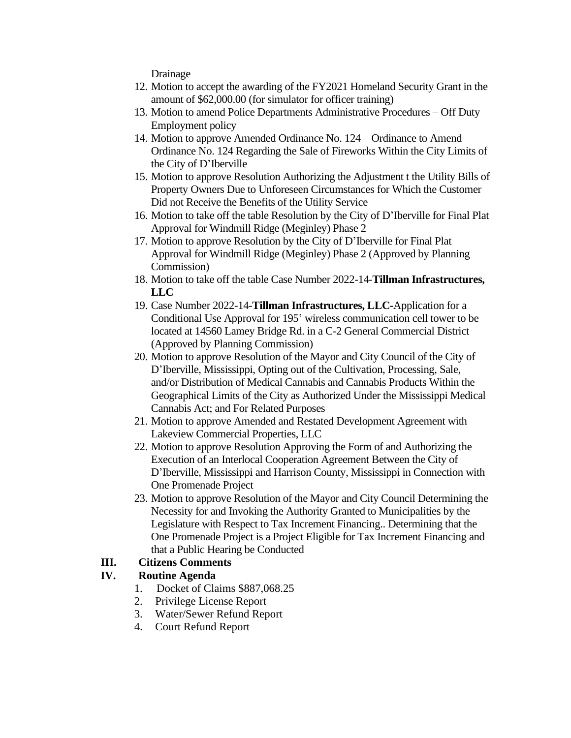Drainage

12. Motion to accept the awarding of the FY2021 Homeland Security Grant in the amount of $62,000.00 (for simulator for officer training)
13. Motion to amend Police Departments Administrative Procedures – Off Duty Employment policy
14. Motion to approve Amended Ordinance No. 124 – Ordinance to Amend Ordinance No. 124 Regarding the Sale of Fireworks Within the City Limits of the City of D'Iberville
15. Motion to approve Resolution Authorizing the Adjustment t the Utility Bills of Property Owners Due to Unforeseen Circumstances for Which the Customer Did not Receive the Benefits of the Utility Service
16. Motion to take off the table Resolution by the City of D'Iberville for Final Plat Approval for Windmill Ridge (Meginley) Phase 2
17. Motion to approve Resolution by the City of D'Iberville for Final Plat Approval for Windmill Ridge (Meginley) Phase 2 (Approved by Planning Commission)
18. Motion to take off the table Case Number 2022-14-**Tillman Infrastructures, LLC**
19. Case Number 2022-14-**Tillman Infrastructures, LLC**-Application for a Conditional Use Approval for 195' wireless communication cell tower to be located at 14560 Lamey Bridge Rd. in a C-2 General Commercial District (Approved by Planning Commission)
20. Motion to approve Resolution of the Mayor and City Council of the City of D'Iberville, Mississippi, Opting out of the Cultivation, Processing, Sale, and/or Distribution of Medical Cannabis and Cannabis Products Within the Geographical Limits of the City as Authorized Under the Mississippi Medical Cannabis Act; and For Related Purposes
21. Motion to approve Amended and Restated Development Agreement with Lakeview Commercial Properties, LLC
22. Motion to approve Resolution Approving the Form of and Authorizing the Execution of an Interlocal Cooperation Agreement Between the City of D'Iberville, Mississippi and Harrison County, Mississippi in Connection with One Promenade Project
23. Motion to approve Resolution of the Mayor and City Council Determining the Necessity for and Invoking the Authority Granted to Municipalities by the Legislature with Respect to Tax Increment Financing.. Determining that the One Promenade Project is a Project Eligible for Tax Increment Financing and that a Public Hearing be Conducted

## III. Citizens Comments

## IV. Routine Agenda

1. Docket of Claims $887,068.25
2. Privilege License Report
3. Water/Sewer Refund Report
4. Court Refund Report